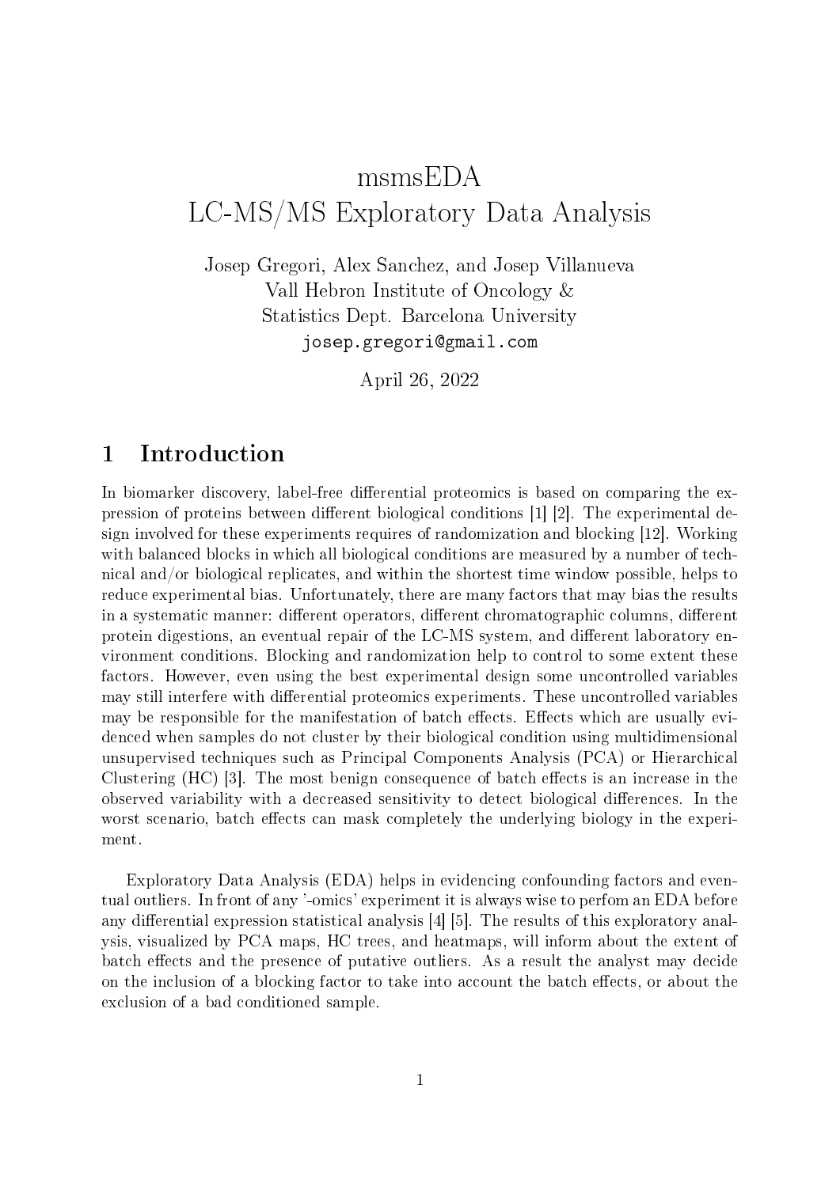# msmsEDA
# LC-MS/MS Exploratory Data Analysis

Josep Gregori, Alex Sanchez, and Josep Villanueva
Vall Hebron Institute of Oncology &
Statistics Dept. Barcelona University
josep.gregori@gmail.com

April 26, 2022

## 1 Introduction

In biomarker discovery, label-free differential proteomics is based on comparing the expression of proteins between different biological conditions [1] [2]. The experimental design involved for these experiments requires of randomization and blocking [12]. Working with balanced blocks in which all biological conditions are measured by a number of technical and/or biological replicates, and within the shortest time window possible, helps to reduce experimental bias. Unfortunately, there are many factors that may bias the results in a systematic manner: different operators, different chromatographic columns, different protein digestions, an eventual repair of the LC-MS system, and different laboratory environment conditions. Blocking and randomization help to control to some extent these factors. However, even using the best experimental design some uncontrolled variables may still interfere with differential proteomics experiments. These uncontrolled variables may be responsible for the manifestation of batch effects. Effects which are usually evidenced when samples do not cluster by their biological condition using multidimensional unsupervised techniques such as Principal Components Analysis (PCA) or Hierarchical Clustering (HC) [3]. The most benign consequence of batch effects is an increase in the observed variability with a decreased sensitivity to detect biological differences. In the worst scenario, batch effects can mask completely the underlying biology in the experiment.

Exploratory Data Analysis (EDA) helps in evidencing confounding factors and eventual outliers. In front of any '-omics' experiment it is always wise to perfom an EDA before any differential expression statistical analysis [4] [5]. The results of this exploratory analysis, visualized by PCA maps, HC trees, and heatmaps, will inform about the extent of batch effects and the presence of putative outliers. As a result the analyst may decide on the inclusion of a blocking factor to take into account the batch effects, or about the exclusion of a bad conditioned sample.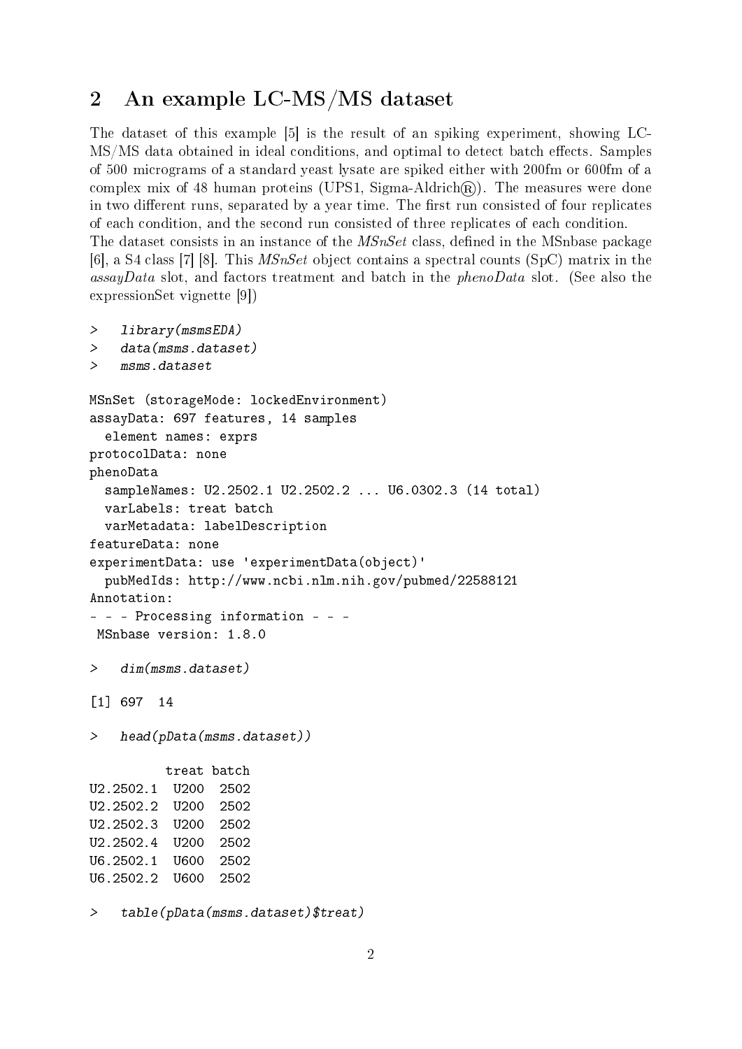## 2 An example LC-MS/MS dataset

The dataset of this example [5] is the result of an spiking experiment, showing LC-MS/MS data obtained in ideal conditions, and optimal to detect batch effects. Samples of 500 micrograms of a standard yeast lysate are spiked either with 200fm or 600fm of a complex mix of 48 human proteins (UPS1, Sigma-Aldrich®). The measures were done in two different runs, separated by a year time. The first run consisted of four replicates of each condition, and the second run consisted of three replicates of each condition.
The dataset consists in an instance of the *MSnSet* class, defined in the MSnbase package [6], a S4 class [7] [8]. This *MSnSet* object contains a spectral counts (SpC) matrix in the *assayData* slot, and factors treatment and batch in the *phenoData* slot. (See also the expressionSet vignette [9])

```
>   library(msmsEDA)
>   data(msms.dataset)
>   msms.dataset

MSnSet (storageMode: lockedEnvironment)
assayData: 697 features, 14 samples
  element names: exprs
protocolData: none
phenoData
  sampleNames: U2.2502.1 U2.2502.2 ... U6.0302.3 (14 total)
  varLabels: treat batch
  varMetadata: labelDescription
featureData: none
experimentData: use 'experimentData(object)'
  pubMedIds: http://www.ncbi.nlm.nih.gov/pubmed/22588121
Annotation:
- - - Processing information - - -
 MSnbase version: 1.8.0

>   dim(msms.dataset)

[1] 697  14

>   head(pData(msms.dataset))

          treat batch
U2.2502.1  U200  2502
U2.2502.2  U200  2502
U2.2502.3  U200  2502
U2.2502.4  U200  2502
U6.2502.1  U600  2502
U6.2502.2  U600  2502

>   table(pData(msms.dataset)$treat)
```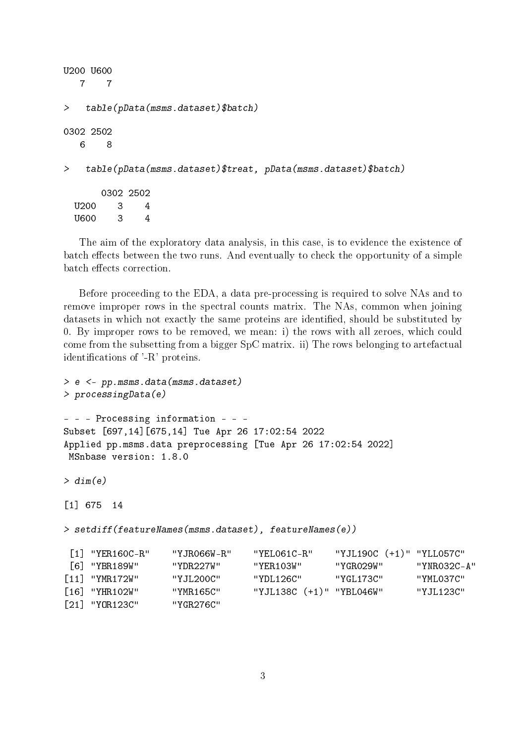```
U200 U600
   7    7

>   table(pData(msms.dataset)$batch)

0302 2502
   6    8

>   table(pData(msms.dataset)$treat, pData(msms.dataset)$batch)

       0302 2502
  U200    3    4
  U600    3    4
```

The aim of the exploratory data analysis, in this case, is to evidence the existence of batch effects between the two runs. And eventually to check the opportunity of a simple batch effects correction.

Before proceeding to the EDA, a data pre-processing is required to solve NAs and to remove improper rows in the spectral counts matrix. The NAs, common when joining datasets in which not exactly the same proteins are identified, should be substituted by 0. By improper rows to be removed, we mean: i) the rows with all zeroes, which could come from the subsetting from a bigger SpC matrix. ii) The rows belonging to artefactual identifications of '-R' proteins.

```
> e <- pp.msms.data(msms.dataset)
> processingData(e)

- - - Processing information - - -
Subset [697,14][675,14] Tue Apr 26 17:02:54 2022
Applied pp.msms.data preprocessing [Tue Apr 26 17:02:54 2022]
 MSnbase version: 1.8.0

> dim(e)

[1] 675  14

> setdiff(featureNames(msms.dataset), featureNames(e))

 [1] "YER160C-R"    "YJR066W-R"    "YEL061C-R"    "YJL190C (+1)" "YLL057C"
 [6] "YBR189W"      "YDR227W"      "YER103W"      "YGR029W"      "YNR032C-A"
[11] "YMR172W"      "YJL200C"      "YDL126C"      "YGL173C"      "YML037C"
[16] "YHR102W"      "YMR165C"      "YJL138C (+1)" "YBL046W"      "YJL123C"
[21] "YOR123C"      "YGR276C"
```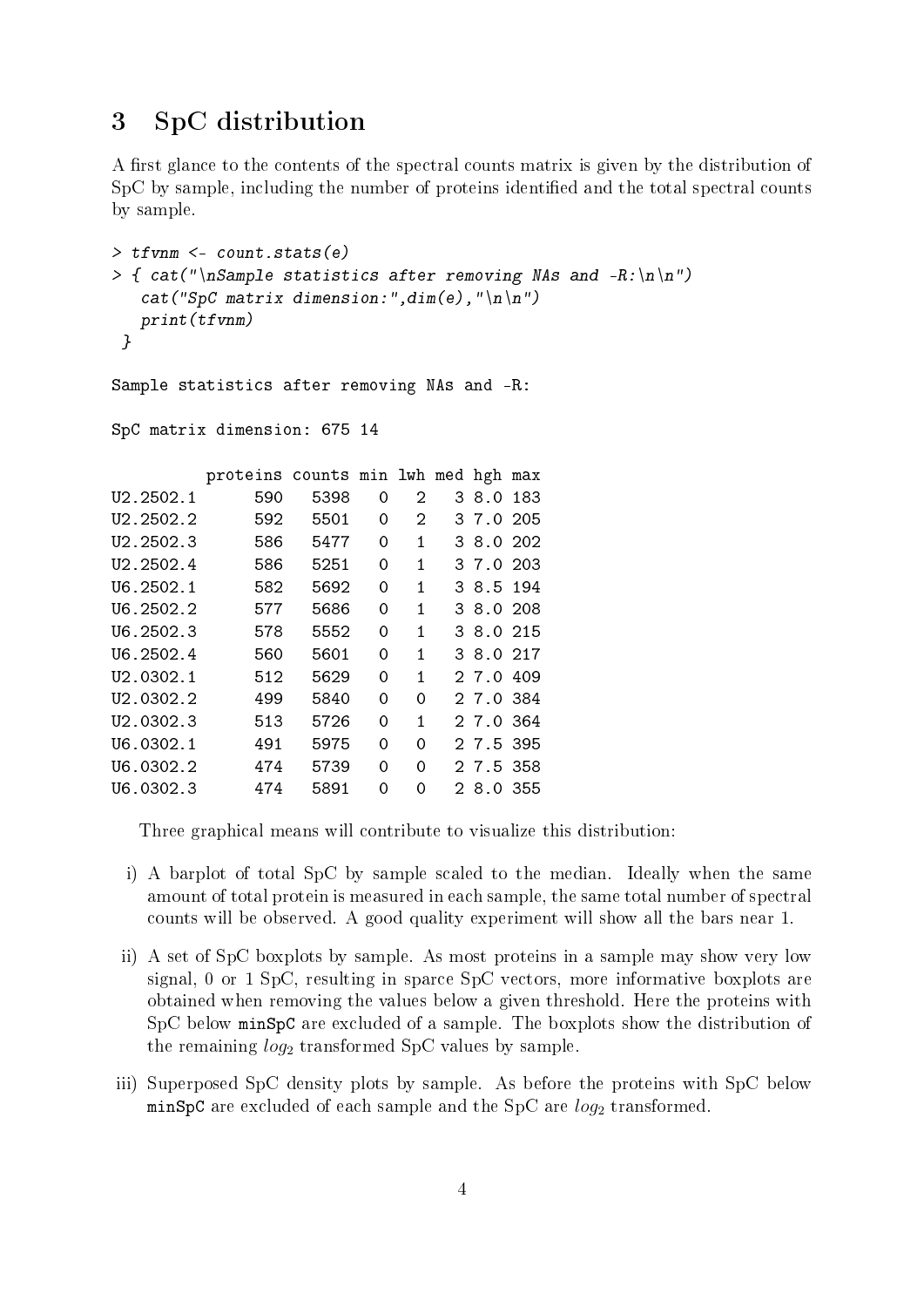## 3 SpC distribution

A first glance to the contents of the spectral counts matrix is given by the distribution of SpC by sample, including the number of proteins identified and the total spectral counts by sample.

```
> tfvnm <- count.stats(e)
> { cat("\nSample statistics after removing NAs and -R:\n\n")
   cat("SpC matrix dimension:",dim(e),"\n\n")
   print(tfvnm)
 }

Sample statistics after removing NAs and -R:

SpC matrix dimension: 675 14

          proteins counts min lwh med hgh max
U2.2502.1      590   5398   0   2   3 8.0 183
U2.2502.2      592   5501   0   2   3 7.0 205
U2.2502.3      586   5477   0   1   3 8.0 202
U2.2502.4      586   5251   0   1   3 7.0 203
U6.2502.1      582   5692   0   1   3 8.5 194
U6.2502.2      577   5686   0   1   3 8.0 208
U6.2502.3      578   5552   0   1   3 8.0 215
U6.2502.4      560   5601   0   1   3 8.0 217
U2.0302.1      512   5629   0   1   2 7.0 409
U2.0302.2      499   5840   0   0   2 7.0 384
U2.0302.3      513   5726   0   1   2 7.0 364
U6.0302.1      491   5975   0   0   2 7.5 395
U6.0302.2      474   5739   0   0   2 7.5 358
U6.0302.3      474   5891   0   0   2 8.0 355
```

Three graphical means will contribute to visualize this distribution:

i) A barplot of total SpC by sample scaled to the median. Ideally when the same amount of total protein is measured in each sample, the same total number of spectral counts will be observed. A good quality experiment will show all the bars near 1.

ii) A set of SpC boxplots by sample. As most proteins in a sample may show very low signal, 0 or 1 SpC, resulting in sparce SpC vectors, more informative boxplots are obtained when removing the values below a given threshold. Here the proteins with SpC below `minSpC` are excluded of a sample. The boxplots show the distribution of the remaining $log_2$ transformed SpC values by sample.

iii) Superposed SpC density plots by sample. As before the proteins with SpC below `minSpC` are excluded of each sample and the SpC are $log_2$ transformed.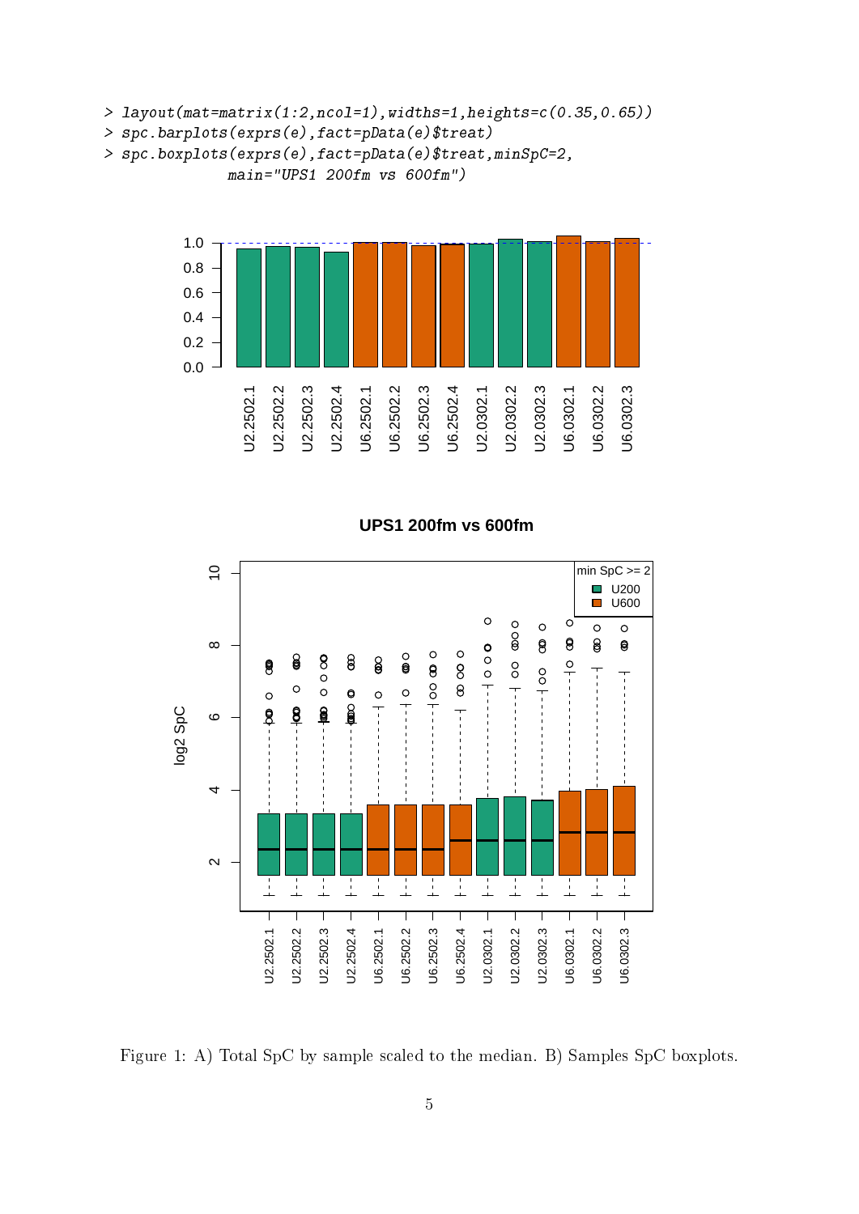```
> layout(mat=matrix(1:2,ncol=1),widths=1,heights=c(0.35,0.65))
> spc.barplots(exprs(e),fact=pData(e)$treat)
> spc.boxplots(exprs(e),fact=pData(e)$treat,minSpC=2,
              main="UPS1 200fm vs 600fm")
```

Figure 1: A) Total SpC by sample scaled to the median. B) Samples SpC boxplots.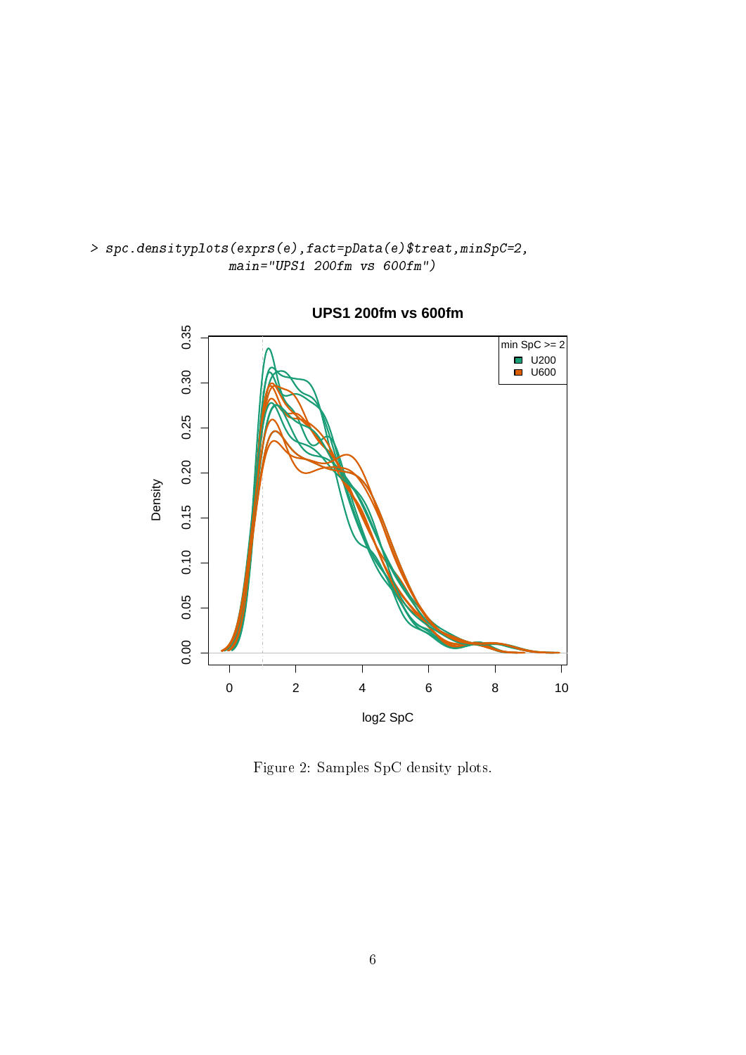```
> spc.densityplots(exprs(e),fact=pData(e)$treat,minSpC=2,
                   main="UPS1 200fm vs 600fm")
```

Figure 2: Samples SpC density plots.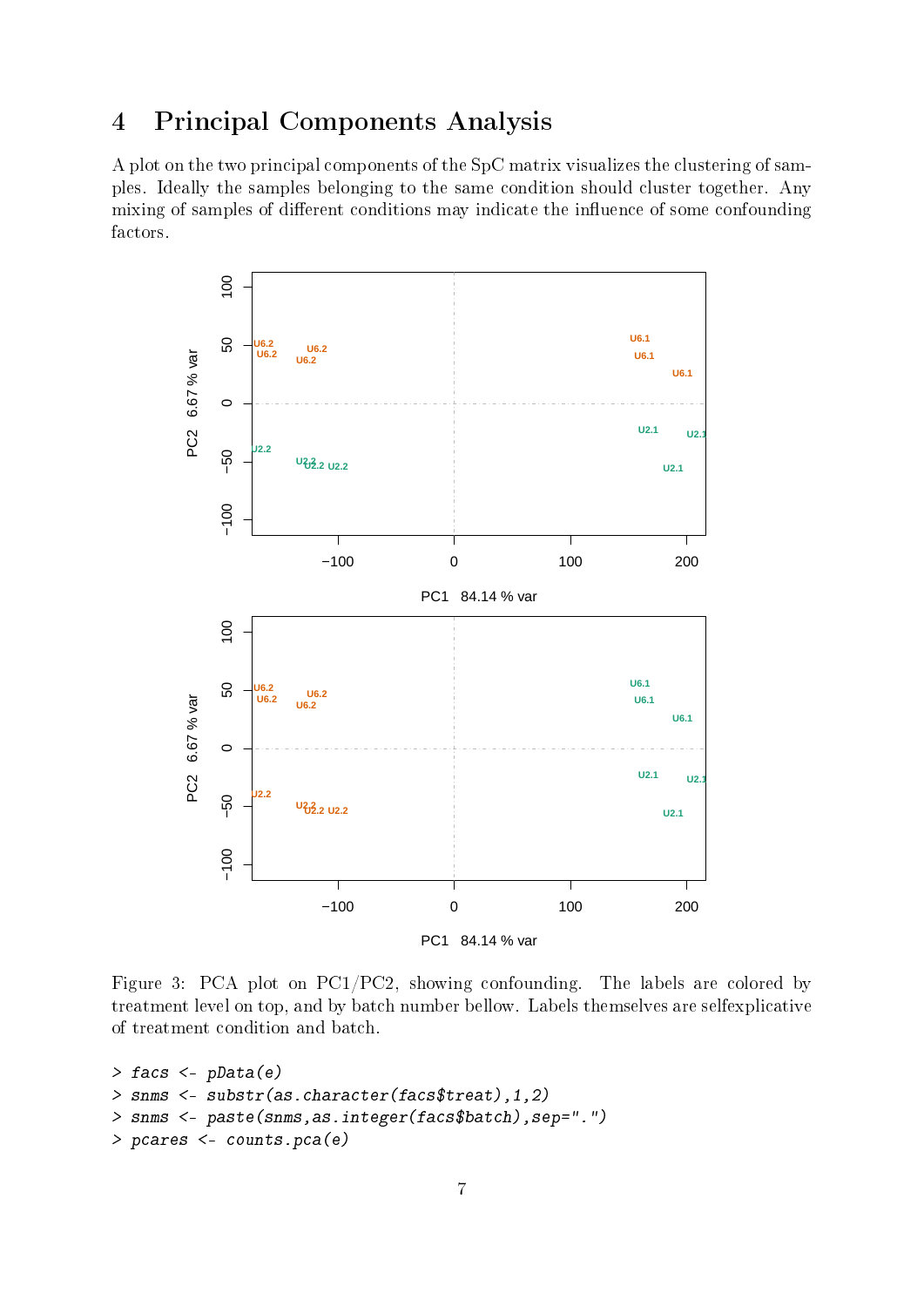## 4 Principal Components Analysis

A plot on the two principal components of the SpC matrix visualizes the clustering of samples. Ideally the samples belonging to the same condition should cluster together. Any mixing of samples of different conditions may indicate the influence of some confounding factors.

Figure 3: PCA plot on PC1/PC2, showing confounding. The labels are colored by treatment level on top, and by batch number bellow. Labels themselves are selfexplicative of treatment condition and batch.

```
> facs <- pData(e)
> snms <- substr(as.character(facs$treat),1,2)
> snms <- paste(snms,as.integer(facs$batch),sep=".")
> pcares <- counts.pca(e)
```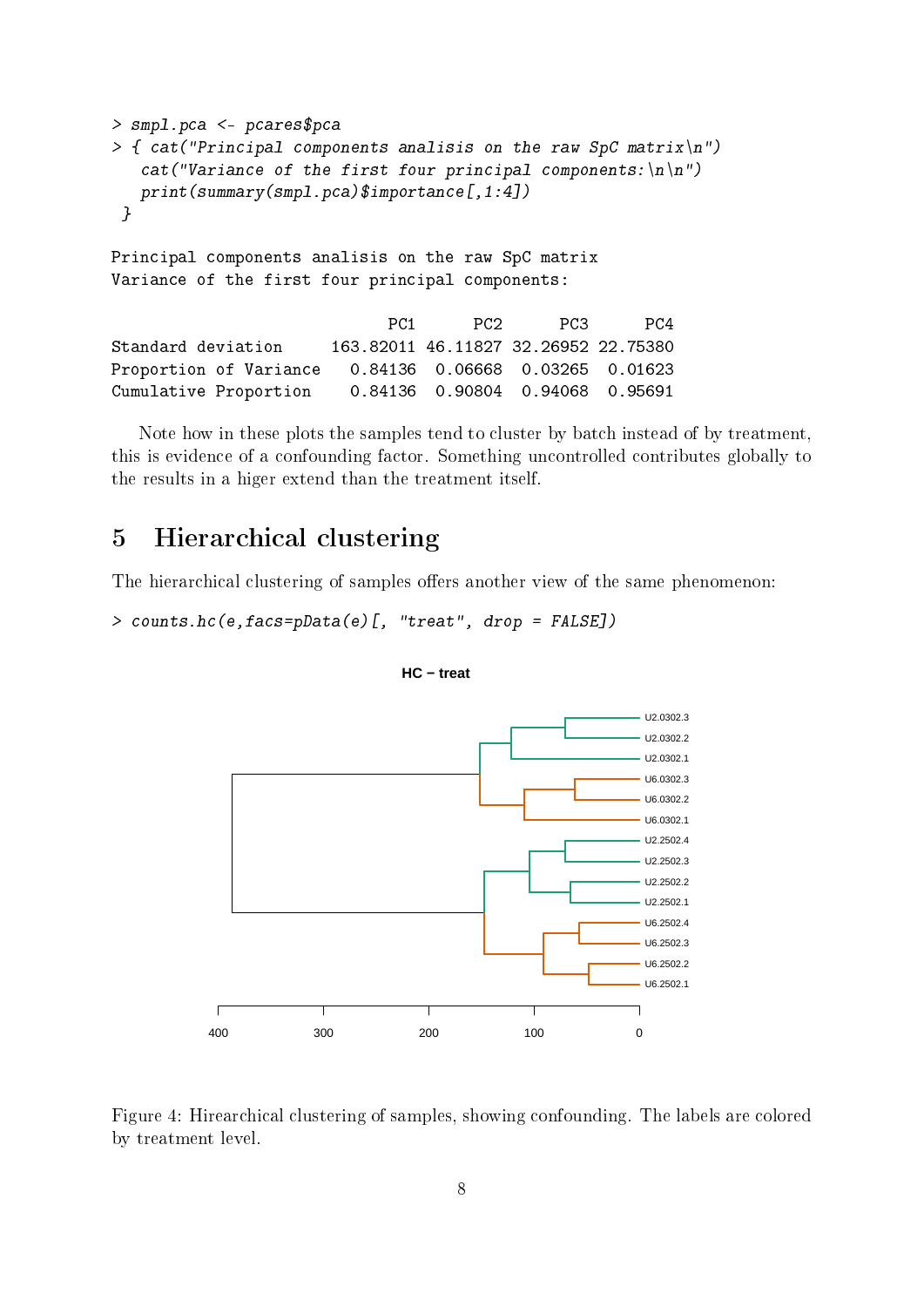```
> smpl.pca <- pcares$pca
> { cat("Principal components analisis on the raw SpC matrix\n")
   cat("Variance of the first four principal components:\n\n")
   print(summary(smpl.pca)$importance[,1:4])
 }

Principal components analisis on the raw SpC matrix
Variance of the first four principal components:

                             PC1      PC2      PC3      PC4
Standard deviation     163.82011 46.11827 32.26952 22.75380
Proportion of Variance   0.84136  0.06668  0.03265  0.01623
Cumulative Proportion    0.84136  0.90804  0.94068  0.95691
```

Note how in these plots the samples tend to cluster by batch instead of by treatment, this is evidence of a confounding factor. Something uncontrolled contributes globally to the results in a higer extend than the treatment itself.

## 5 Hierarchical clustering

The hierarchical clustering of samples offers another view of the same phenomenon:

```
> counts.hc(e,facs=pData(e)[, "treat", drop = FALSE])
```

Figure 4: Hirearchical clustering of samples, showing confounding. The labels are colored by treatment level.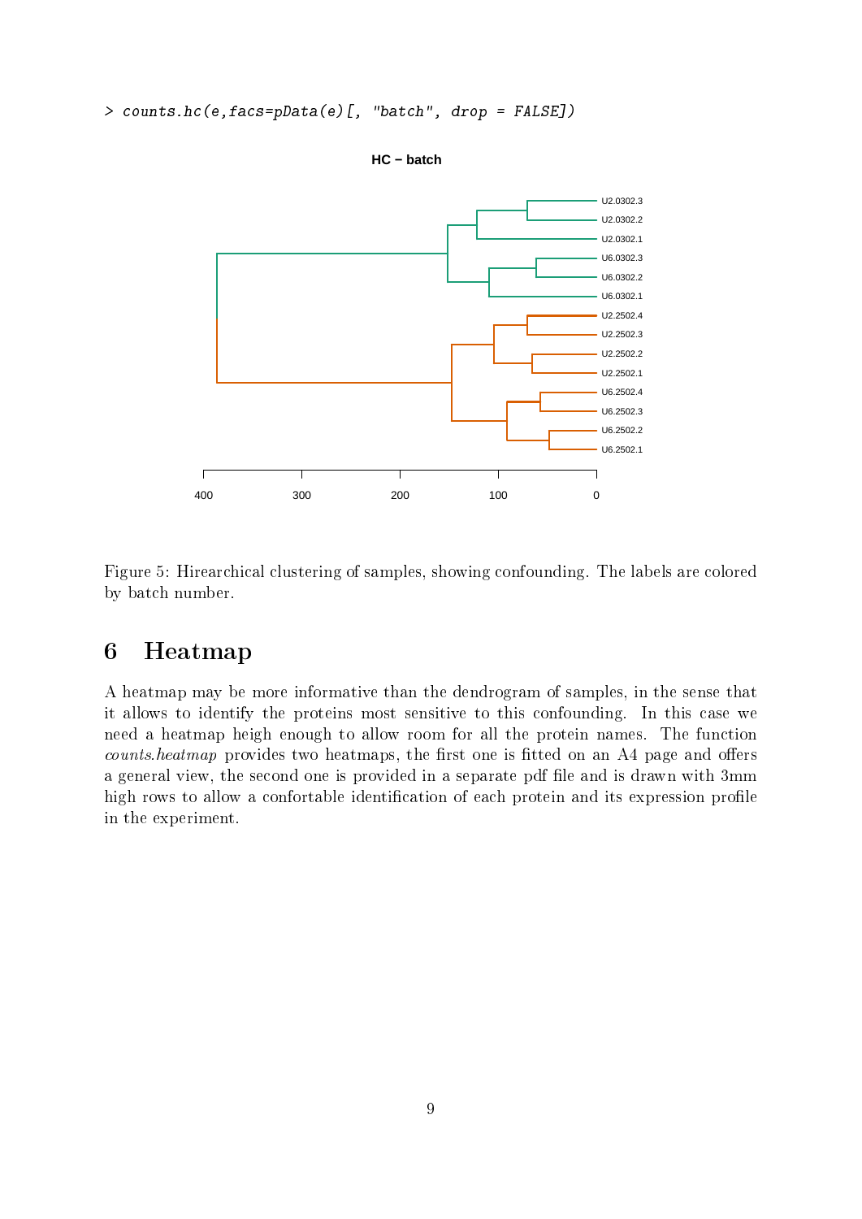```
> counts.hc(e,facs=pData(e)[, "batch", drop = FALSE])
```

Figure 5: Hirearchical clustering of samples, showing confounding. The labels are colored by batch number.

## 6 Heatmap

A heatmap may be more informative than the dendrogram of samples, in the sense that it allows to identify the proteins most sensitive to this confounding. In this case we need a heatmap heigh enough to allow room for all the protein names. The function *counts.heatmap* provides two heatmaps, the first one is fitted on an A4 page and offers a general view, the second one is provided in a separate pdf file and is drawn with 3mm high rows to allow a confortable identification of each protein and its expression profile in the experiment.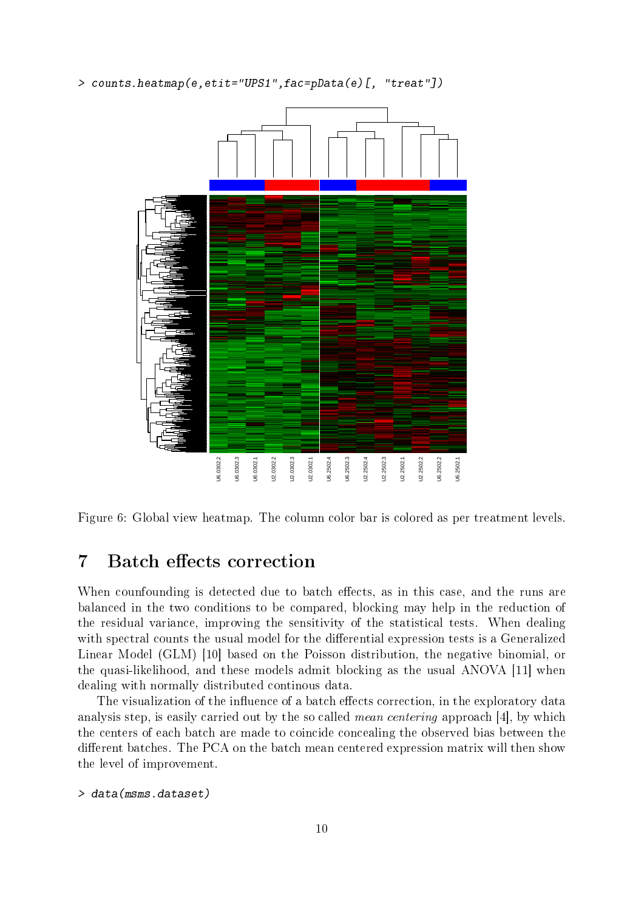```
> counts.heatmap(e,etit="UPS1",fac=pData(e)[, "treat"])
```

Figure 6: Global view heatmap. The column color bar is colored as per treatment levels.

# 7 Batch effects correction

When counfounding is detected due to batch effects, as in this case, and the runs are balanced in the two conditions to be compared, blocking may help in the reduction of the residual variance, improving the sensitivity of the statistical tests. When dealing with spectral counts the usual model for the differential expression tests is a Generalized Linear Model (GLM) [10] based on the Poisson distribution, the negative binomial, or the quasi-likelihood, and these models admit blocking as the usual ANOVA [11] when dealing with normally distributed continous data.

The visualization of the influence of a batch effects correction, in the exploratory data analysis step, is easily carried out by the so called *mean centering* approach [4], by which the centers of each batch are made to coincide concealing the observed bias between the different batches. The PCA on the batch mean centered expression matrix will then show the level of improvement.

```
> data(msms.dataset)
```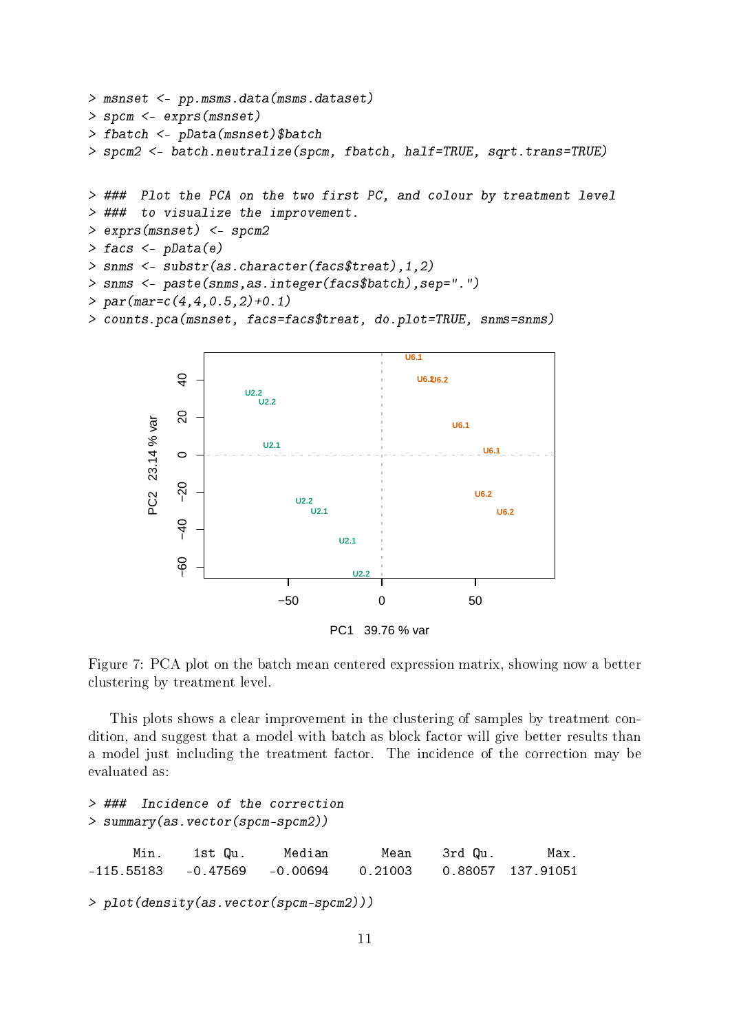```
> msnset <- pp.msms.data(msms.dataset)
> spcm <- exprs(msnset)
> fbatch <- pData(msnset)$batch
> spcm2 <- batch.neutralize(spcm, fbatch, half=TRUE, sqrt.trans=TRUE)
```

```
> ###  Plot the PCA on the two first PC, and colour by treatment level
> ###  to visualize the improvement.
> exprs(msnset) <- spcm2
> facs <- pData(e)
> snms <- substr(as.character(facs$treat),1,2)
> snms <- paste(snms,as.integer(facs$batch),sep=".")
> par(mar=c(4,4,0.5,2)+0.1)
> counts.pca(msnset, facs=facs$treat, do.plot=TRUE, snms=snms)
```

Figure 7: PCA plot on the batch mean centered expression matrix, showing now a better clustering by treatment level.

This plots shows a clear improvement in the clustering of samples by treatment condition, and suggest that a model with batch as block factor will give better results than a model just including the treatment factor. The incidence of the correction may be evaluated as:

```
> ###  Incidence of the correction
> summary(as.vector(spcm-spcm2))

      Min.    1st Qu.     Median       Mean    3rd Qu.       Max.
-115.55183   -0.47569   -0.00694    0.21003    0.88057  137.91051

> plot(density(as.vector(spcm-spcm2)))
```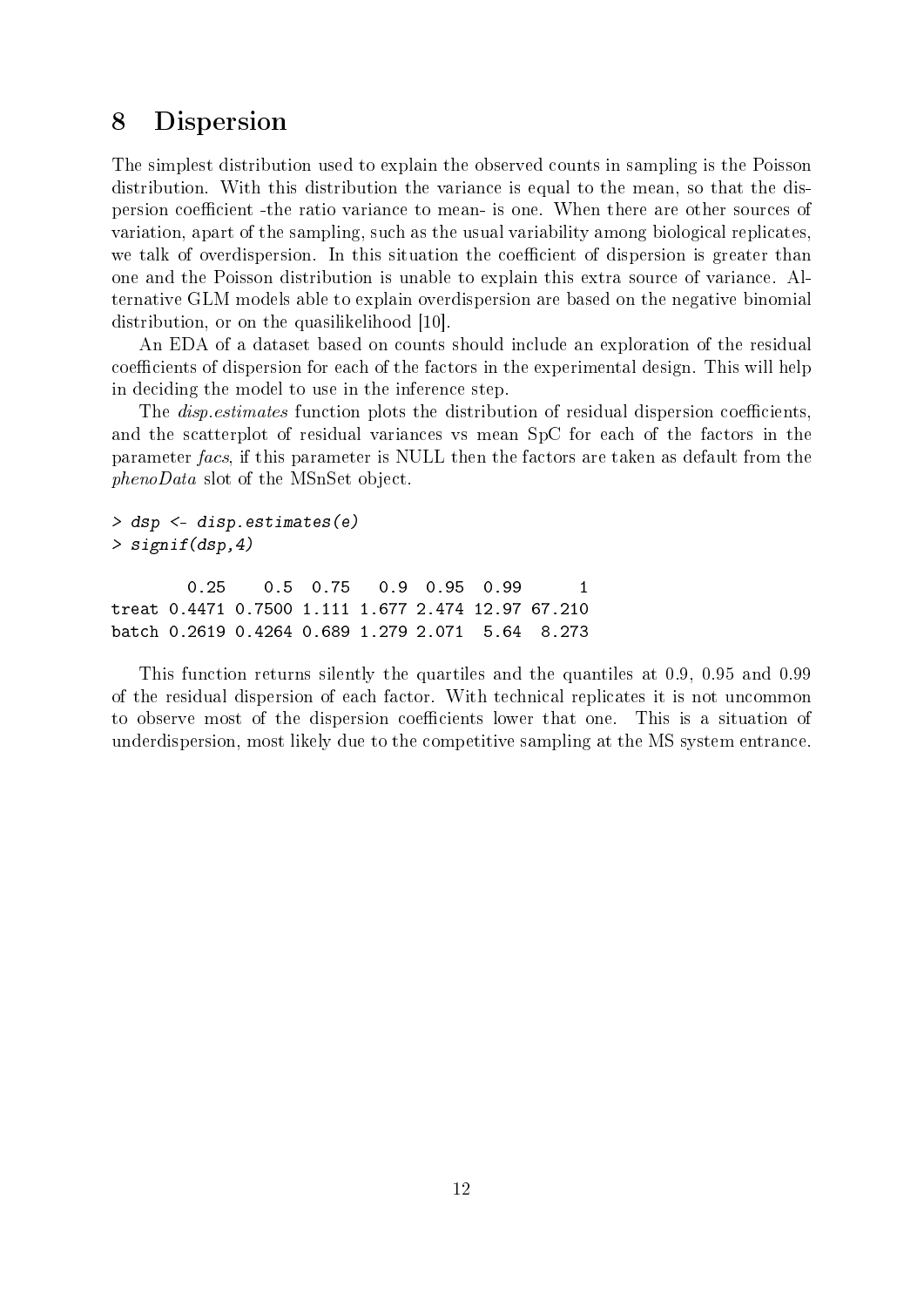## 8 Dispersion

The simplest distribution used to explain the observed counts in sampling is the Poisson distribution. With this distribution the variance is equal to the mean, so that the dispersion coefficient -the ratio variance to mean- is one. When there are other sources of variation, apart of the sampling, such as the usual variability among biological replicates, we talk of overdispersion. In this situation the coefficient of dispersion is greater than one and the Poisson distribution is unable to explain this extra source of variance. Alternative GLM models able to explain overdispersion are based on the negative binomial distribution, or on the quasilikelihood [10].

An EDA of a dataset based on counts should include an exploration of the residual coefficients of dispersion for each of the factors in the experimental design. This will help in deciding the model to use in the inference step.

The *disp.estimates* function plots the distribution of residual dispersion coefficients, and the scatterplot of residual variances vs mean SpC for each of the factors in the parameter *facs*, if this parameter is NULL then the factors are taken as default from the *phenoData* slot of the MSnSet object.

```
> dsp <- disp.estimates(e)
> signif(dsp,4)

        0.25    0.5  0.75   0.9  0.95  0.99      1
treat 0.4471 0.7500 1.111 1.677 2.474 12.97 67.210
batch 0.2619 0.4264 0.689 1.279 2.071  5.64  8.273
```

This function returns silently the quartiles and the quantiles at 0.9, 0.95 and 0.99 of the residual dispersion of each factor. With technical replicates it is not uncommon to observe most of the dispersion coefficients lower that one. This is a situation of underdispersion, most likely due to the competitive sampling at the MS system entrance.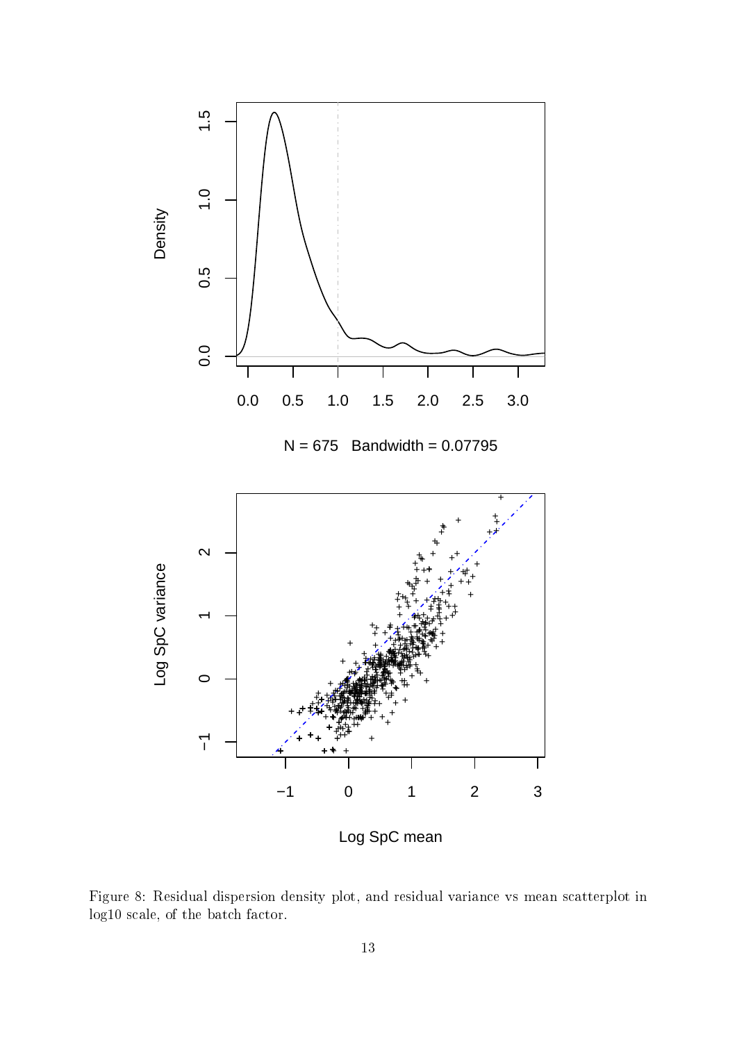Figure 8: Residual dispersion density plot, and residual variance vs mean scatterplot in log10 scale, of the batch factor.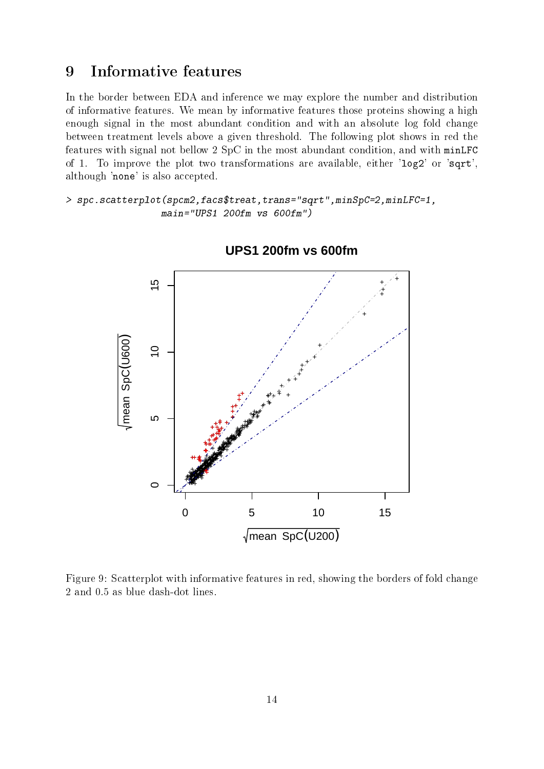# 9 Informative features

In the border between EDA and inference we may explore the number and distribution of informative features. We mean by informative features those proteins showing a high enough signal in the most abundant condition and with an absolute log fold change between treatment levels above a given threshold. The following plot shows in red the features with signal not bellow 2 SpC in the most abundant condition, and with `minLFC` of 1. To improve the plot two transformations are available, either '`log2`' or '`sqrt`', although '`none`' is also accepted.

```
> spc.scatterplot(spcm2,facs$treat,trans="sqrt",minSpC=2,minLFC=1,
                  main="UPS1 200fm vs 600fm")
```

Figure 9: Scatterplot with informative features in red, showing the borders of fold change 2 and 0.5 as blue dash-dot lines.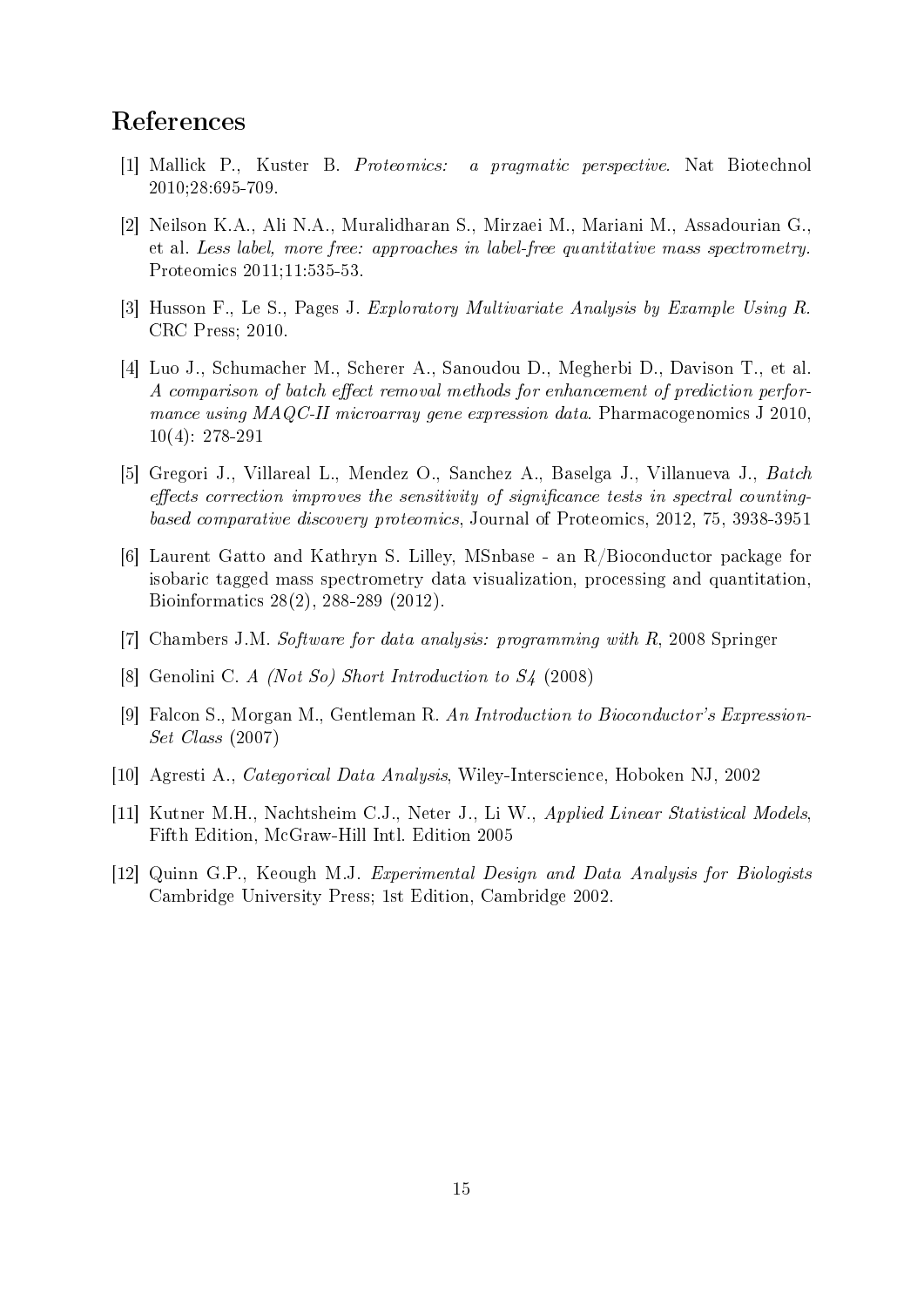## References

[1] Mallick P., Kuster B. *Proteomics: a pragmatic perspective*. Nat Biotechnol 2010;28:695-709.

[2] Neilson K.A., Ali N.A., Muralidharan S., Mirzaei M., Mariani M., Assadourian G., et al. *Less label, more free: approaches in label-free quantitative mass spectrometry.* Proteomics 2011;11:535-53.

[3] Husson F., Le S., Pages J. *Exploratory Multivariate Analysis by Example Using R.* CRC Press; 2010.

[4] Luo J., Schumacher M., Scherer A., Sanoudou D., Megherbi D., Davison T., et al. *A comparison of batch effect removal methods for enhancement of prediction performance using MAQC-II microarray gene expression data*. Pharmacogenomics J 2010, 10(4): 278-291

[5] Gregori J., Villareal L., Mendez O., Sanchez A., Baselga J., Villanueva J., *Batch effects correction improves the sensitivity of significance tests in spectral counting-based comparative discovery proteomics*, Journal of Proteomics, 2012, 75, 3938-3951

[6] Laurent Gatto and Kathryn S. Lilley, MSnbase - an R/Bioconductor package for isobaric tagged mass spectrometry data visualization, processing and quantitation, Bioinformatics 28(2), 288-289 (2012).

[7] Chambers J.M. *Software for data analysis: programming with R*, 2008 Springer

[8] Genolini C. *A (Not So) Short Introduction to S4* (2008)

[9] Falcon S., Morgan M., Gentleman R. *An Introduction to Bioconductor's ExpressionSet Class* (2007)

[10] Agresti A., *Categorical Data Analysis*, Wiley-Interscience, Hoboken NJ, 2002

[11] Kutner M.H., Nachtsheim C.J., Neter J., Li W., *Applied Linear Statistical Models*, Fifth Edition, McGraw-Hill Intl. Edition 2005

[12] Quinn G.P., Keough M.J. *Experimental Design and Data Analysis for Biologists* Cambridge University Press; 1st Edition, Cambridge 2002.